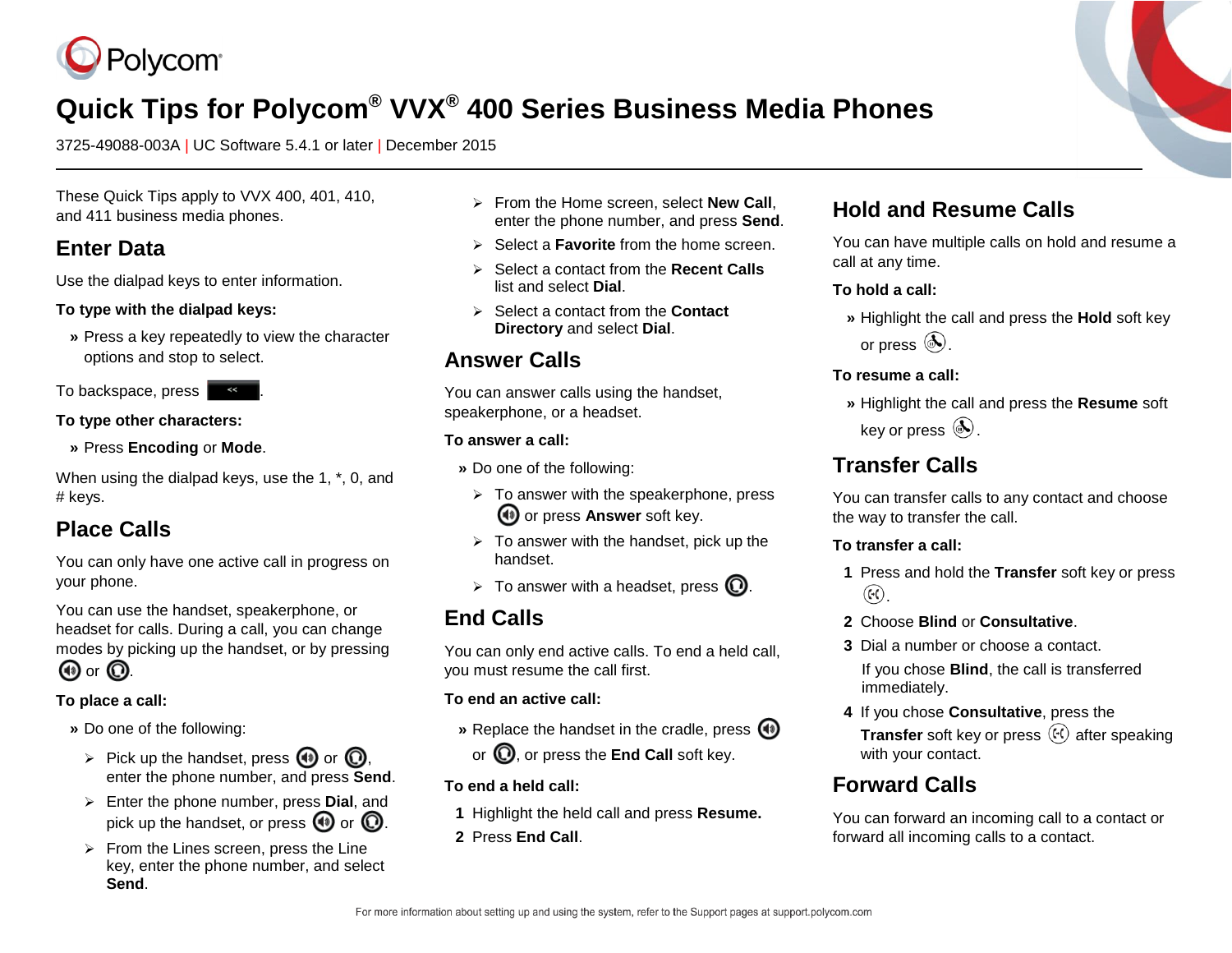Polycom

# Quick Tips for Polycom® VVX® 400 Series Business Media Phones

3725-49088-003A | UC Software 5.4.1 or later | December 2015

These Quick Tips apply to VVX 400, 401, 410, and 411 business media phones.

## Enter Data

Use the dialpad keys to enter information.

**To type with the dialpad keys:**

» Press a key repeatedly to view the character options and stop to select.

To backspace, press .

**To type other characters:**

» Press **Encoding** or **Mode**.

When using the dialpad keys, use the 1, *, 0, and # keys.

## Place Calls

You can only have one active call in progress on your phone.

You can use the handset, speakerphone, or headset for calls. During a call, you can change modes by picking up the handset, or by pressing or .

**To place a call:**

» Do one of the following:

- Pick up the handset, press or , enter the phone number, and press **Send**.
- Enter the phone number, press **Dial**, and pick up the handset, or press or .
- From the Lines screen, press the Line key, enter the phone number, and select **Send**.
- From the Home screen, select **New Call**, enter the phone number, and press **Send**.
- Select a **Favorite** from the home screen.
- Select a contact from the **Recent Calls** list and select **Dial**.
- Select a contact from the **Contact Directory** and select **Dial**.

## Answer Calls

You can answer calls using the handset, speakerphone, or a headset.

**To answer a call:**

» Do one of the following:

- To answer with the speakerphone, press or press **Answer** soft key.
- To answer with the handset, pick up the handset.
- To answer with a headset, press .

## End Calls

You can only end active calls. To end a held call, you must resume the call first.

**To end an active call:**

» Replace the handset in the cradle, press or , or press the **End Call** soft key.

**To end a held call:**

1. Highlight the held call and press **Resume.**
2. Press **End Call**.

## Hold and Resume Calls

You can have multiple calls on hold and resume a call at any time.

**To hold a call:**

» Highlight the call and press the **Hold** soft key or press .

**To resume a call:**

» Highlight the call and press the **Resume** soft key or press .

## Transfer Calls

You can transfer calls to any contact and choose the way to transfer the call.

**To transfer a call:**

1. Press and hold the **Transfer** soft key or press .
2. Choose **Blind** or **Consultative**.
3. Dial a number or choose a contact.
   If you chose **Blind**, the call is transferred immediately.
4. If you chose **Consultative**, press the **Transfer** soft key or press after speaking with your contact.

## Forward Calls

You can forward an incoming call to a contact or forward all incoming calls to a contact.

For more information about setting up and using the system, refer to the Support pages at support.polycom.com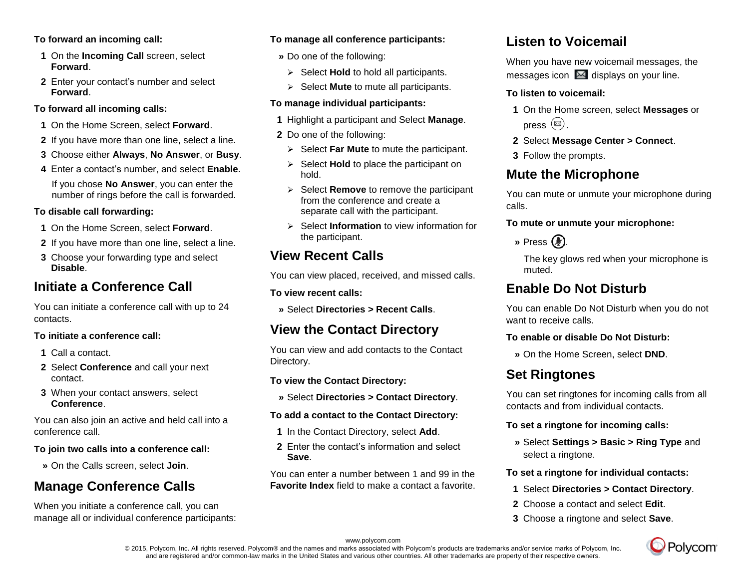**To forward an incoming call:**

1. On the **Incoming Call** screen, select **Forward**.
2. Enter your contact's number and select **Forward**.

**To forward all incoming calls:**

1. On the Home Screen, select **Forward**.
2. If you have more than one line, select a line.
3. Choose either **Always**, **No Answer**, or **Busy**.
4. Enter a contact's number, and select **Enable**.

   If you chose **No Answer**, you can enter the number of rings before the call is forwarded.

**To disable call forwarding:**

1. On the Home Screen, select **Forward**.
2. If you have more than one line, select a line.
3. Choose your forwarding type and select **Disable**.

## Initiate a Conference Call

You can initiate a conference call with up to 24 contacts.

**To initiate a conference call:**

1. Call a contact.
2. Select **Conference** and call your next contact.
3. When your contact answers, select **Conference**.

You can also join an active and held call into a conference call.

**To join two calls into a conference call:**

» On the Calls screen, select **Join**.

## Manage Conference Calls

When you initiate a conference call, you can manage all or individual conference participants:

**To manage all conference participants:**

» Do one of the following:

- Select **Hold** to hold all participants.
- Select **Mute** to mute all participants.

**To manage individual participants:**

1. Highlight a participant and Select **Manage**.
2. Do one of the following:
   - Select **Far Mute** to mute the participant.
   - Select **Hold** to place the participant on hold.
   - Select **Remove** to remove the participant from the conference and create a separate call with the participant.
   - Select **Information** to view information for the participant.

## View Recent Calls

You can view placed, received, and missed calls.

**To view recent calls:**

» Select **Directories > Recent Calls**.

## View the Contact Directory

You can view and add contacts to the Contact Directory.

**To view the Contact Directory:**

» Select **Directories > Contact Directory**.

**To add a contact to the Contact Directory:**

1. In the Contact Directory, select **Add**.
2. Enter the contact's information and select **Save**.

You can enter a number between 1 and 99 in the **Favorite Index** field to make a contact a favorite.

## Listen to Voicemail

When you have new voicemail messages, the messages icon displays on your line.

**To listen to voicemail:**

1. On the Home screen, select **Messages** or press .
2. Select **Message Center > Connect**.
3. Follow the prompts.

## Mute the Microphone

You can mute or unmute your microphone during calls.

**To mute or unmute your microphone:**

» Press .

The key glows red when your microphone is muted.

## Enable Do Not Disturb

You can enable Do Not Disturb when you do not want to receive calls.

**To enable or disable Do Not Disturb:**

» On the Home Screen, select **DND**.

## Set Ringtones

You can set ringtones for incoming calls from all contacts and from individual contacts.

**To set a ringtone for incoming calls:**

» Select **Settings > Basic > Ring Type** and select a ringtone.

**To set a ringtone for individual contacts:**

1. Select **Directories > Contact Directory**.
2. Choose a contact and select **Edit**.
3. Choose a ringtone and select **Save**.

www.polycom.com

© 2015, Polycom, Inc. All rights reserved. Polycom® and the names and marks associated with Polycom's products are trademarks and/or service marks of Polycom, Inc. and are registered and/or common-law marks in the United States and various other countries. All other trademarks are property of their respective owners.